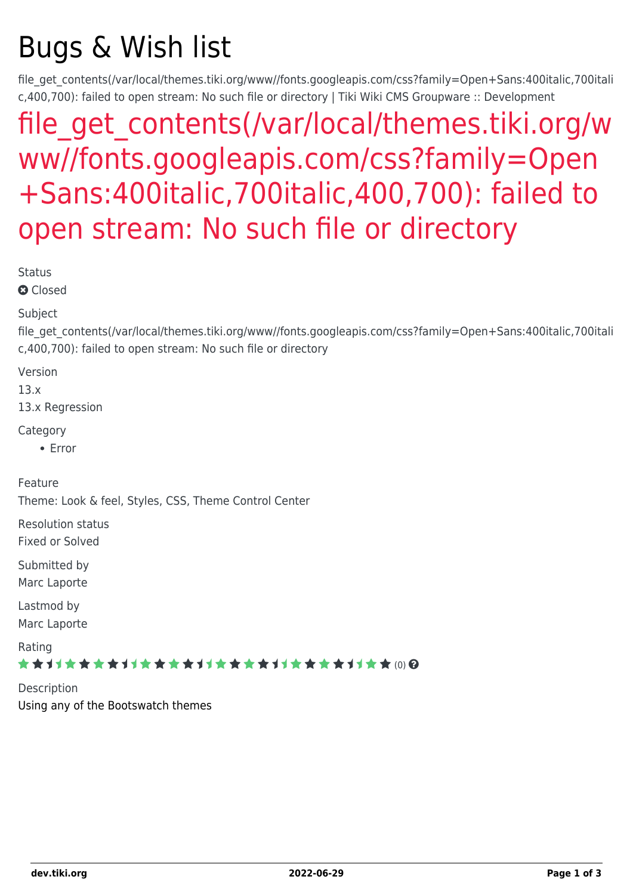# Bugs & Wish list

file_get_contents(/var/local/themes.tiki.org/www//fonts.googleapis.com/css?family=Open+Sans:400italic,700italic,400,700): failed to open stream: No such file or directory | Tiki Wiki CMS Groupware :: Development

## file_get_contents(/var/local/themes.tiki.org/www//fonts.googleapis.com/css?family=Open+Sans:400italic,700italic,400,700): failed to open stream: No such file or directory

Status

Closed

Subject

file_get_contents(/var/local/themes.tiki.org/www//fonts.googleapis.com/css?family=Open+Sans:400italic,700italic,400,700): failed to open stream: No such file or directory

Version

13.x

13.x Regression

Category

- Error

Feature

Theme: Look & feel, Styles, CSS, Theme Control Center

Resolution status

Fixed or Solved

Submitted by

Marc Laporte

Lastmod by

Marc Laporte

Rating

(0)

Description

Using any of the Bootswatch themes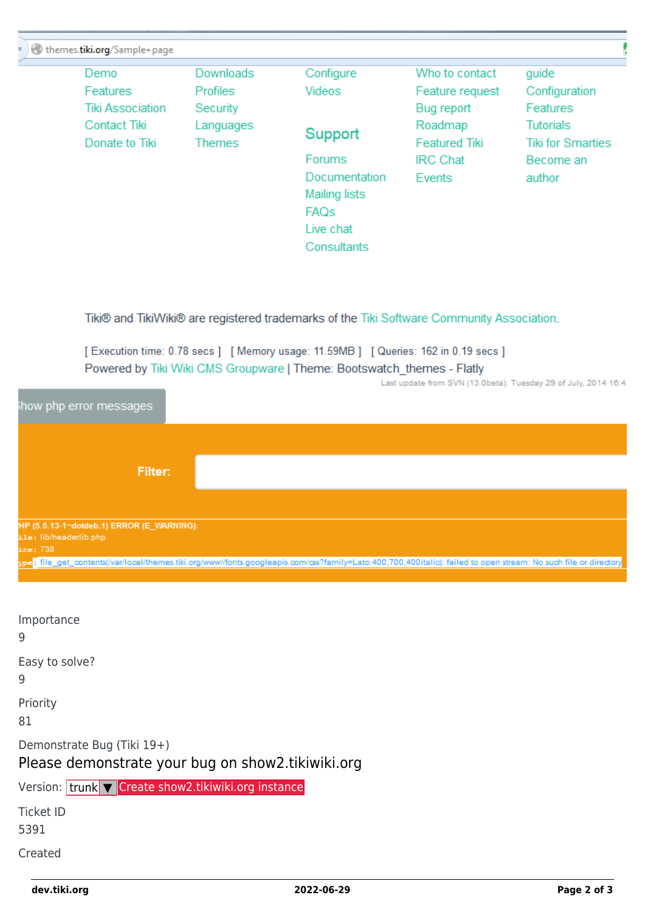themes.tiki.org/Sample+page

Demo
Features
Tiki Association
Contact Tiki
Donate to Tiki

Downloads
Profiles
Security
Languages
Themes

Configure
Videos

Support
Forums
Documentation
Mailing lists
FAQs
Live chat
Consultants

Who to contact
Feature request
Bug report
Roadmap
Featured Tiki
IRC Chat
Events

guide
Configuration
Features
Tutorials
Tiki for Smarties
Become an author

Tiki® and TikiWiki® are registered trademarks of the Tiki Software Community Association.

[ Execution time: 0.78 secs ] [ Memory usage: 11.59MB ] [ Queries: 162 in 0.19 secs ]
Powered by Tiki Wiki CMS Groupware | Theme: Bootswatch_themes - Flatly
Last update from SVN (13.0beta): Tuesday 29 of July, 2014 16:4

Show php error messages

Filter:

HP (5.5.13-1~dotdeb.1) ERROR (E_WARNING):
ile: lib/headerlib.php
ine: 738
ype: file_get_contents(/var/local/themes.tiki.org/www//fonts.googleapis.com/css?family=Lato:400,700,400italic): failed to open stream: No such file or directory

Importance
9

Easy to solve?
9

Priority
81

Demonstrate Bug (Tiki 19+)

## Please demonstrate your bug on show2.tikiwiki.org

Version: trunk ▼ Create show2.tikiwiki.org instance

Ticket ID
5391

Created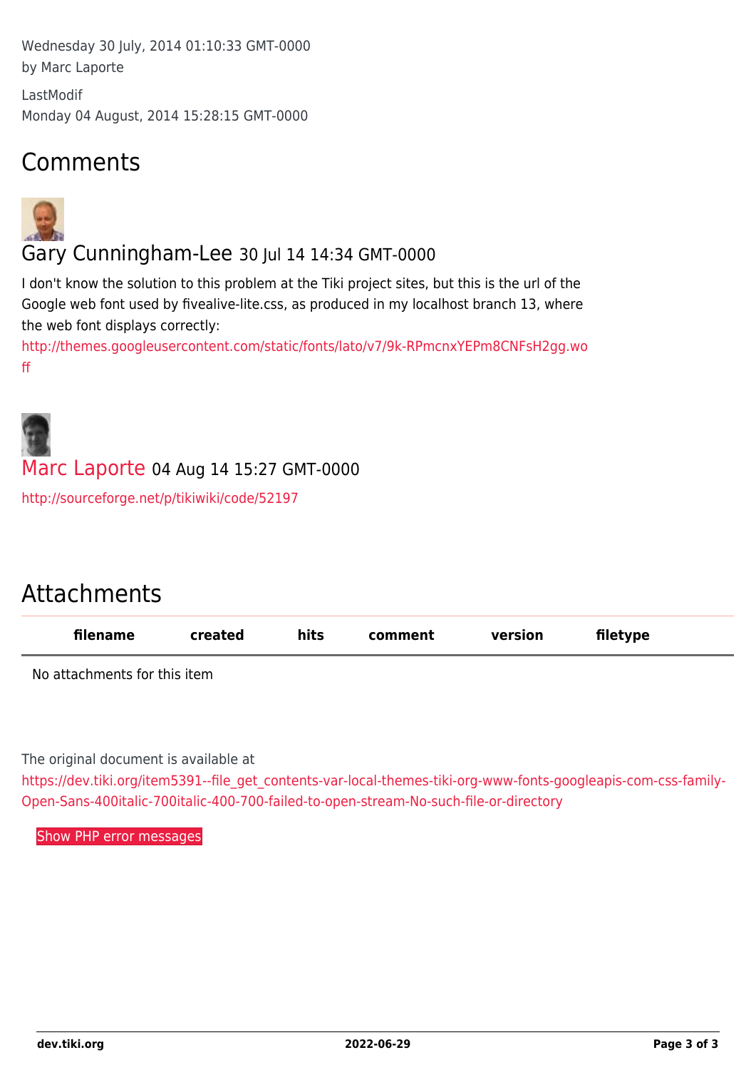Wednesday 30 July, 2014 01:10:33 GMT-0000
by Marc Laporte

LastModif
Monday 04 August, 2014 15:28:15 GMT-0000

## Comments

### Gary Cunningham-Lee 30 Jul 14 14:34 GMT-0000

I don't know the solution to this problem at the Tiki project sites, but this is the url of the Google web font used by fivealive-lite.css, as produced in my localhost branch 13, where the web font displays correctly:
http://themes.googleusercontent.com/static/fonts/lato/v7/9k-RPmcnxYEPm8CNFsH2gg.woff

### Marc Laporte 04 Aug 14 15:27 GMT-0000

http://sourceforge.net/p/tikiwiki/code/52197

## Attachments

| filename | created | hits | comment | version | filetype |
|---|---|---|---|---|---|
| No attachments for this item | | | | | |

The original document is available at
https://dev.tiki.org/item5391--file_get_contents-var-local-themes-tiki-org-www-fonts-googleapis-com-css-family-Open-Sans-400italic-700italic-400-700-failed-to-open-stream-No-such-file-or-directory

Show PHP error messages